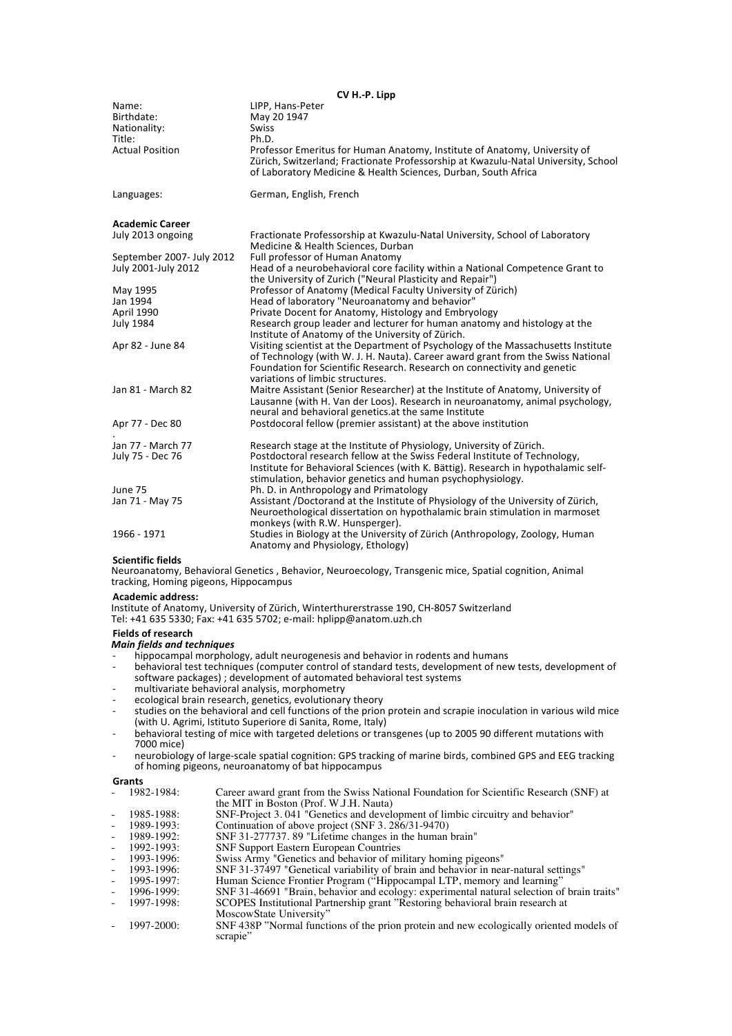# CV H.-P. Lipp

| | |
|---|---|
| Name: | LIPP, Hans-Peter |
| Birthdate: | May 20 1947 |
| Nationality: | Swiss |
| Title: | Ph.D. |
| Actual Position | Professor Emeritus for Human Anatomy, Institute of Anatomy, University of Zürich, Switzerland; Fractionate Professorship at Kwazulu-Natal University, School of Laboratory Medicine & Health Sciences, Durban, South Africa |
| Languages: | German, English, French |

## Academic Career

| | |
|---|---|
| July 2013 ongoing | Fractionate Professorship at Kwazulu-Natal University, School of Laboratory Medicine & Health Sciences, Durban |
| September 2007- July 2012 | Full professor of Human Anatomy |
| July 2001-July 2012 | Head of a neurobehavioral core facility within a National Competence Grant to the University of Zurich ("Neural Plasticity and Repair") |
| May 1995 | Professor of Anatomy (Medical Faculty University of Zürich) |
| Jan 1994 | Head of laboratory "Neuroanatomy and behavior" |
| April 1990 | Private Docent for Anatomy, Histology and Embryology |
| July 1984 | Research group leader and lecturer for human anatomy and histology at the Institute of Anatomy of the University of Zürich. |
| Apr 82 - June 84 | Visiting scientist at the Department of Psychology of the Massachusetts Institute of Technology (with W. J. H. Nauta). Career award grant from the Swiss National Foundation for Scientific Research. Research on connectivity and genetic variations of limbic structures. |
| Jan 81 - March 82 | Maitre Assistant (Senior Researcher) at the Institute of Anatomy, University of Lausanne (with H. Van der Loos). Research in neuroanatomy, animal psychology, neural and behavioral genetics.at the same Institute |
| Apr 77 - Dec 80 | Postdocoral fellow (premier assistant) at the above institution |
| Jan 77 - March 77 | Research stage at the Institute of Physiology, University of Zürich. |
| July 75 - Dec 76 | Postdoctoral research fellow at the Swiss Federal Institute of Technology, Institute for Behavioral Sciences (with K. Bättig). Research in hypothalamic self-stimulation, behavior genetics and human psychophysiology. |
| June 75 | Ph. D. in Anthropology and Primatology |
| Jan 71 - May 75 | Assistant /Doctorand at the Institute of Physiology of the University of Zürich, Neuroethological dissertation on hypothalamic brain stimulation in marmoset monkeys (with R.W. Hunsperger). |
| 1966 - 1971 | Studies in Biology at the University of Zürich (Anthropology, Zoology, Human Anatomy and Physiology, Ethology) |

## Scientific fields

Neuroanatomy, Behavioral Genetics , Behavior, Neuroecology, Transgenic mice, Spatial cognition, Animal tracking, Homing pigeons, Hippocampus

## Academic address:

Institute of Anatomy, University of Zürich, Winterthurerstrasse 190, CH-8057 Switzerland
Tel: +41 635 5330; Fax: +41 635 5702; e-mail: hplipp@anatom.uzh.ch

## Fields of research

### *Main fields and techniques*

- hippocampal morphology, adult neurogenesis and behavior in rodents and humans
- behavioral test techniques (computer control of standard tests, development of new tests, development of software packages) ; development of automated behavioral test systems
- multivariate behavioral analysis, morphometry
- ecological brain research, genetics, evolutionary theory
- studies on the behavioral and cell functions of the prion protein and scrapie inoculation in various wild mice (with U. Agrimi, Istituto Superiore di Sanita, Rome, Italy)
- behavioral testing of mice with targeted deletions or transgenes (up to 2005 90 different mutations with 7000 mice)
- neurobiology of large-scale spatial cognition: GPS tracking of marine birds, combined GPS and EEG tracking of homing pigeons, neuroanatomy of bat hippocampus

## Grants

- 1982-1984: Career award grant from the Swiss National Foundation for Scientific Research (SNF) at the MIT in Boston (Prof. W.J.H. Nauta)
- 1985-1988: SNF-Project 3. 041 "Genetics and development of limbic circuitry and behavior"
- 1989-1993: Continuation of above project (SNF 3. 286/31-9470)
- 1989-1992: SNF 31-277737. 89 "Lifetime changes in the human brain"
- 1992-1993: SNF Support Eastern European Countries
- 1993-1996: Swiss Army "Genetics and behavior of military homing pigeons"
- 1993-1996: SNF 31-37497 "Genetical variability of brain and behavior in near-natural settings"
- 1995-1997: Human Science Frontier Program ("Hippocampal LTP, memory and learning"
- 1996-1999: SNF 31-46691 "Brain, behavior and ecology: experimental natural selection of brain traits"
- 1997-1998: SCOPES Institutional Partnership grant "Restoring behavioral brain research at MoscowState University"
- 1997-2000: SNF 438P "Normal functions of the prion protein and new ecologically oriented models of scrapie"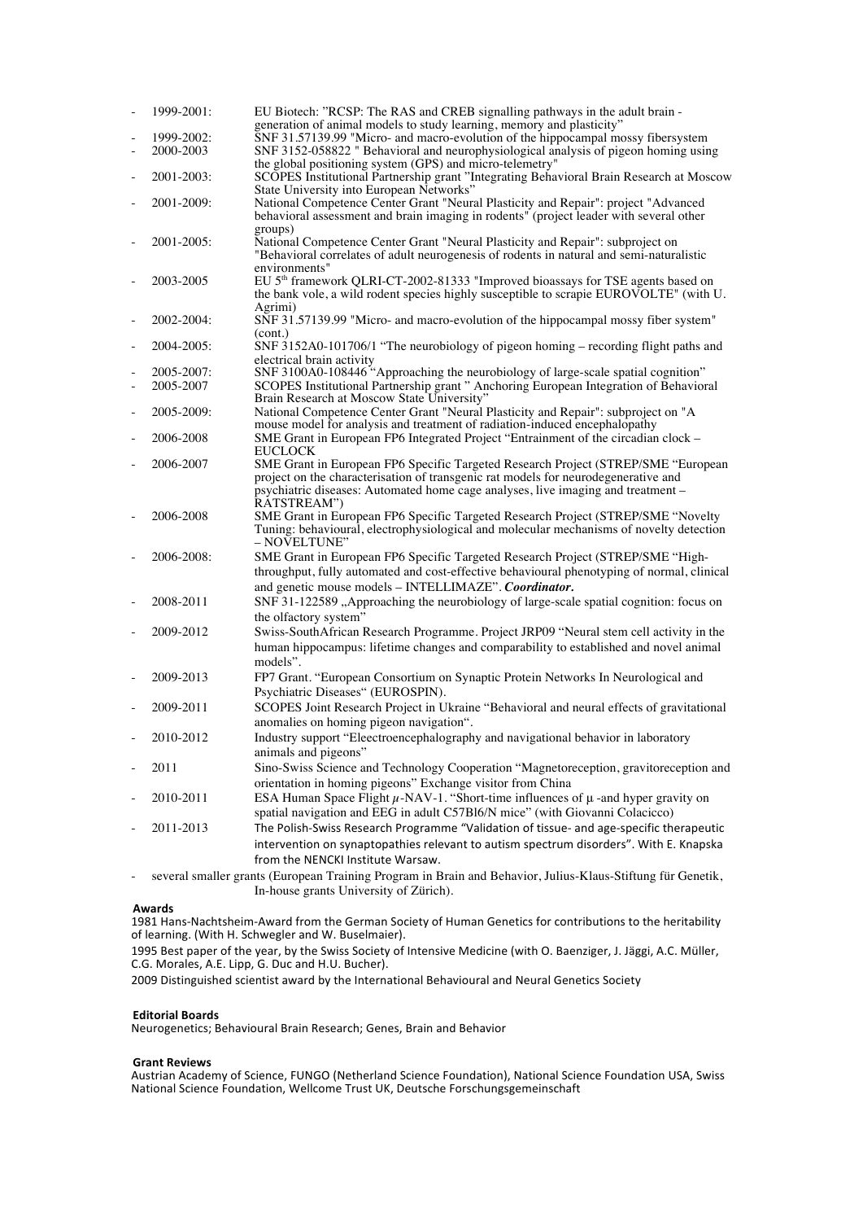- 1999-2001: EU Biotech: "RCSP: The RAS and CREB signalling pathways in the adult brain - generation of animal models to study learning, memory and plasticity"
- 1999-2002: SNF 31.57139.99 "Micro- and macro-evolution of the hippocampal mossy fibersystem
- 2000-2003 SNF 3152-058822 " Behavioral and neurophysiological analysis of pigeon homing using the global positioning system (GPS) and micro-telemetry"
- 2001-2003: SCOPES Institutional Partnership grant "Integrating Behavioral Brain Research at Moscow State University into European Networks"
- 2001-2009: National Competence Center Grant "Neural Plasticity and Repair": project "Advanced behavioral assessment and brain imaging in rodents" (project leader with several other groups)
- 2001-2005: National Competence Center Grant "Neural Plasticity and Repair": subproject on "Behavioral correlates of adult neurogenesis of rodents in natural and semi-naturalistic environments"
- 2003-2005 EU 5[th] framework QLRI-CT-2002-81333 "Improved bioassays for TSE agents based on the bank vole, a wild rodent species highly susceptible to scrapie EUROVOLTE" (with U. Agrimi)
- 2002-2004: SNF 31.57139.99 "Micro- and macro-evolution of the hippocampal mossy fiber system" (cont.)
- 2004-2005: SNF 3152A0-101706/1 "The neurobiology of pigeon homing – recording flight paths and electrical brain activity
- 2005-2007: SNF 3100A0-108446 "Approaching the neurobiology of large-scale spatial cognition"
- 2005-2007 SCOPES Institutional Partnership grant " Anchoring European Integration of Behavioral Brain Research at Moscow State University"
- 2005-2009: National Competence Center Grant "Neural Plasticity and Repair": subproject on "A mouse model for analysis and treatment of radiation-induced encephalopathy
- 2006-2008 SME Grant in European FP6 Integrated Project "Entrainment of the circadian clock – EUCLOCK
- 2006-2007 SME Grant in European FP6 Specific Targeted Research Project (STREP/SME "European project on the characterisation of transgenic rat models for neurodegenerative and psychiatric diseases: Automated home cage analyses, live imaging and treatment – RATSTREAM")
- 2006-2008 SME Grant in European FP6 Specific Targeted Research Project (STREP/SME "Novelty Tuning: behavioural, electrophysiological and molecular mechanisms of novelty detection – NOVELTUNE"
- 2006-2008: SME Grant in European FP6 Specific Targeted Research Project (STREP/SME "High-throughput, fully automated and cost-effective behavioural phenotyping of normal, clinical and genetic mouse models – INTELLIMAZE". ***Coordinator.***
- 2008-2011 SNF 31-122589 „Approaching the neurobiology of large-scale spatial cognition: focus on the olfactory system"
- 2009-2012 Swiss-SouthAfrican Research Programme. Project JRP09 "Neural stem cell activity in the human hippocampus: lifetime changes and comparability to established and novel animal models".
- 2009-2013 FP7 Grant. "European Consortium on Synaptic Protein Networks In Neurological and Psychiatric Diseases" (EUROSPIN).
- 2009-2011 SCOPES Joint Research Project in Ukraine "Behavioral and neural effects of gravitational anomalies on homing pigeon navigation".
- 2010-2012 Industry support "Eleectroencephalography and navigational behavior in laboratory animals and pigeons"
- 2011 Sino-Swiss Science and Technology Cooperation "Magnetoreception, gravitoreception and orientation in homing pigeons" Exchange visitor from China
- 2010-2011 ESA Human Space Flight $\mu$-NAV-1. "Short-time influences of $\mu$ -and hyper gravity on spatial navigation and EEG in adult C57Bl6/N mice" (with Giovanni Colacicco)
- 2011-2013 The Polish-Swiss Research Programme "Validation of tissue- and age-specific therapeutic intervention on synaptopathies relevant to autism spectrum disorders". With E. Knapska from the NENCKI Institute Warsaw.
- several smaller grants (European Training Program in Brain and Behavior, Julius-Klaus-Stiftung für Genetik, In-house grants University of Zürich).

**Awards**

1981 Hans-Nachtsheim-Award from the German Society of Human Genetics for contributions to the heritability of learning. (With H. Schwegler and W. Buselmaier).

1995 Best paper of the year, by the Swiss Society of Intensive Medicine (with O. Baenziger, J. Jäggi, A.C. Müller, C.G. Morales, A.E. Lipp, G. Duc and H.U. Bucher).

2009 Distinguished scientist award by the International Behavioural and Neural Genetics Society

**Editorial Boards**

Neurogenetics; Behavioural Brain Research; Genes, Brain and Behavior

**Grant Reviews**

Austrian Academy of Science, FUNGO (Netherland Science Foundation), National Science Foundation USA, Swiss National Science Foundation, Wellcome Trust UK, Deutsche Forschungsgemeinschaft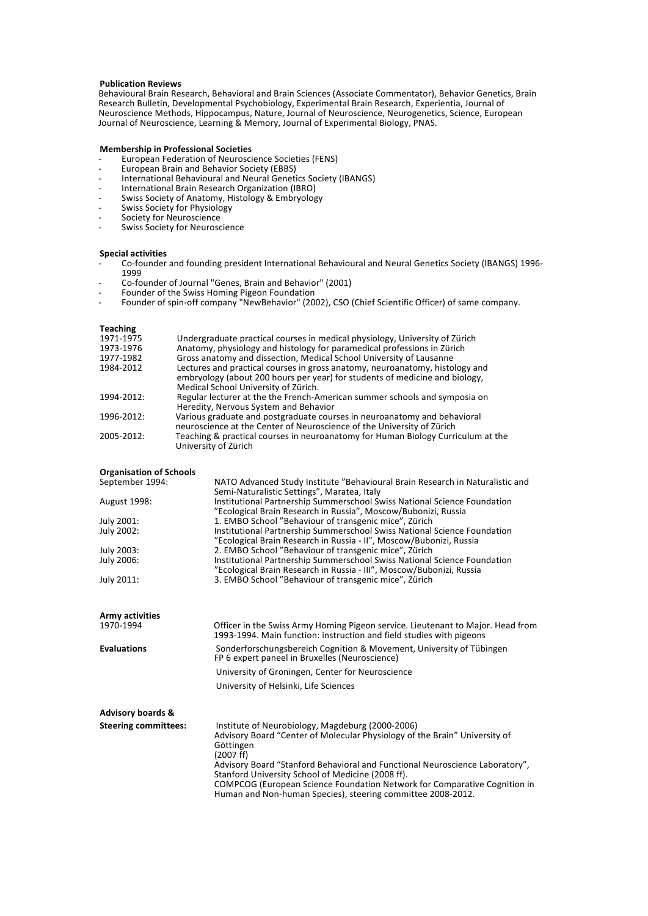**Publication Reviews**

Behavioural Brain Research, Behavioral and Brain Sciences (Associate Commentator), Behavior Genetics, Brain Research Bulletin, Developmental Psychobiology, Experimental Brain Research, Experientia, Journal of Neuroscience Methods, Hippocampus, Nature, Journal of Neuroscience, Neurogenetics, Science, European Journal of Neuroscience, Learning & Memory, Journal of Experimental Biology, PNAS.

**Membership in Professional Societies**

- European Federation of Neuroscience Societies (FENS)
- European Brain and Behavior Society (EBBS)
- International Behavioural and Neural Genetics Society (IBANGS)
- International Brain Research Organization (IBRO)
- Swiss Society of Anatomy, Histology & Embryology
- Swiss Society for Physiology
- Society for Neuroscience
- Swiss Society for Neuroscience

**Special activities**

- Co-founder and founding president International Behavioural and Neural Genetics Society (IBANGS) 1996-1999
- Co-founder of Journal "Genes, Brain and Behavior" (2001)
- Founder of the Swiss Homing Pigeon Foundation
- Founder of spin-off company "NewBehavior" (2002), CSO (Chief Scientific Officer) of same company.

**Teaching**

| | |
|---|---|
| 1971-1975 | Undergraduate practical courses in medical physiology, University of Zürich |
| 1973-1976 | Anatomy, physiology and histology for paramedical professions in Zürich |
| 1977-1982 | Gross anatomy and dissection, Medical School University of Lausanne |
| 1984-2012 | Lectures and practical courses in gross anatomy, neuroanatomy, histology and embryology (about 200 hours per year) for students of medicine and biology, Medical School University of Zürich. |
| 1994-2012: | Regular lecturer at the the French-American summer schools and symposia on Heredity, Nervous System and Behavior |
| 1996-2012: | Various graduate and postgraduate courses in neuroanatomy and behavioral neuroscience at the Center of Neuroscience of the University of Zürich |
| 2005-2012: | Teaching & practical courses in neuroanatomy for Human Biology Curriculum at the University of Zürich |

**Organisation of Schools**

| | |
|---|---|
| September 1994: | NATO Advanced Study Institute "Behavioural Brain Research in Naturalistic and Semi-Naturalistic Settings", Maratea, Italy |
| August 1998: | Institutional Partnership Summerschool Swiss National Science Foundation "Ecological Brain Research in Russia", Moscow/Bubonizi, Russia |
| July 2001: | 1. EMBO School "Behaviour of transgenic mice", Zürich |
| July 2002: | Institutional Partnership Summerschool Swiss National Science Foundation "Ecological Brain Research in Russia - II", Moscow/Bubonizi, Russia |
| July 2003: | 2. EMBO School "Behaviour of transgenic mice", Zürich |
| July 2006: | Institutional Partnership Summerschool Swiss National Science Foundation "Ecological Brain Research in Russia - III", Moscow/Bubonizi, Russia |
| July 2011: | 3. EMBO School "Behaviour of transgenic mice", Zürich |

**Army activities**

| | |
|---|---|
| 1970-1994 | Officer in the Swiss Army Homing Pigeon service. Lieutenant to Major. Head from 1993-1994. Main function: instruction and field studies with pigeons |

**Evaluations**

- Sonderforschungsbereich Cognition & Movement, University of Tübingen
- FP 6 expert paneel in Bruxelles (Neuroscience)
- University of Groningen, Center for Neuroscience
- University of Helsinki, Life Sciences

**Advisory boards & Steering committees:**

- Institute of Neurobiology, Magdeburg (2000-2006)
- Advisory Board "Center of Molecular Physiology of the Brain" University of Göttingen (2007 ff)
- Advisory Board "Stanford Behavioral and Functional Neuroscience Laboratory", Stanford University School of Medicine (2008 ff).
- COMPCOG (European Science Foundation Network for Comparative Cognition in Human and Non-human Species), steering committee 2008-2012.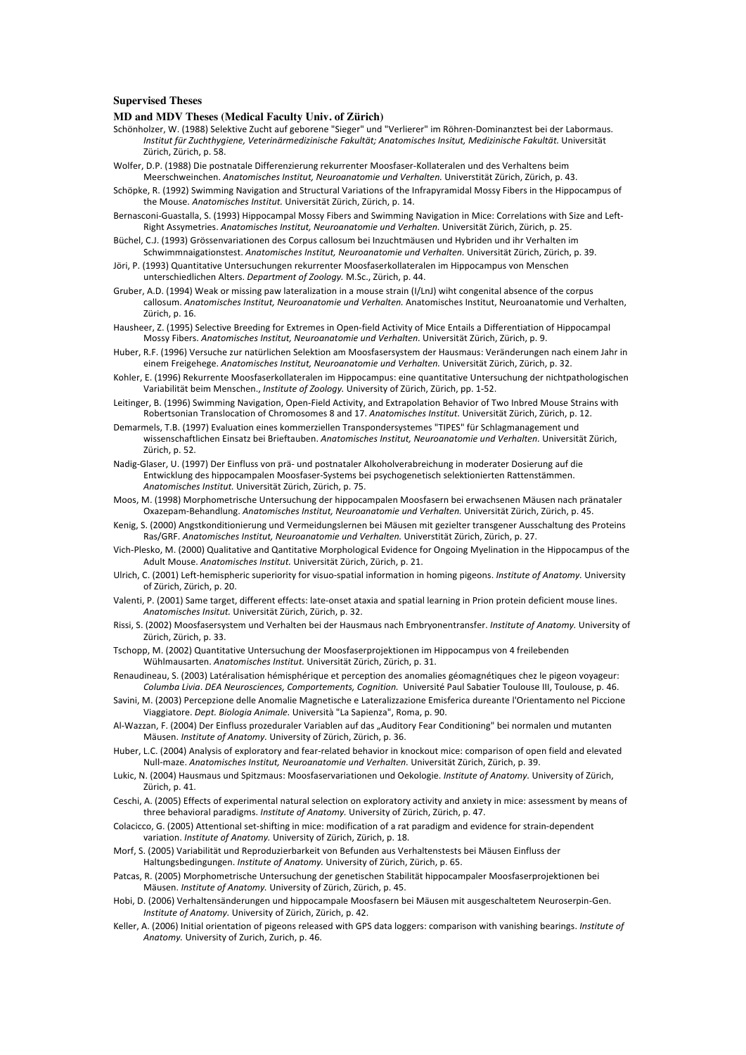### Supervised Theses

#### MD and MDV Theses (Medical Faculty Univ. of Zürich)

Schönholzer, W. (1988) Selektive Zucht auf geborene "Sieger" und "Verlierer" im Röhren-Dominanztest bei der Labormaus. *Institut für Zuchthygiene, Veterinärmedizinische Fakultät; Anatomisches Insitut, Medizinische Fakultät.* Universität Zürich, Zürich, p. 58.

Wolfer, D.P. (1988) Die postnatale Differenzierung rekurrenter Moosfaser-Kollateralen und des Verhaltens beim Meerschweinchen. *Anatomisches Institut, Neuroanatomie und Verhalten.* Universtität Zürich, Zürich, p. 43.

Schöpke, R. (1992) Swimming Navigation and Structural Variations of the Infrapyramidal Mossy Fibers in the Hippocampus of the Mouse. *Anatomisches Institut.* Universität Zürich, Zürich, p. 14.

Bernasconi-Guastalla, S. (1993) Hippocampal Mossy Fibers and Swimming Navigation in Mice: Correlations with Size and Left-Right Assymetries. *Anatomisches Institut, Neuroanatomie und Verhalten.* Universität Zürich, Zürich, p. 25.

Büchel, C.J. (1993) Grössenvariationen des Corpus callosum bei Inzuchtmäusen und Hybriden und ihr Verhalten im Schwimmnaigationstest. *Anatomisches Institut, Neuroanatomie und Verhalten.* Universität Zürich, Zürich, p. 39.

Jöri, P. (1993) Quantitative Untersuchungen rekurrenter Moosfaserkollateralen im Hippocampus von Menschen unterschiedlichen Alters. *Department of Zoology.* M.Sc., Zürich, p. 44.

Gruber, A.D. (1994) Weak or missing paw lateralization in a mouse strain (I/LnJ) wiht congenital absence of the corpus callosum. *Anatomisches Institut, Neuroanatomie und Verhalten.* Anatomisches Institut, Neuroanatomie und Verhalten, Zürich, p. 16.

Hausheer, Z. (1995) Selective Breeding for Extremes in Open-field Activity of Mice Entails a Differentiation of Hippocampal Mossy Fibers. *Anatomisches Institut, Neuroanatomie und Verhalten.* Universität Zürich, Zürich, p. 9.

Huber, R.F. (1996) Versuche zur natürlichen Selektion am Moosfasersystem der Hausmaus: Veränderungen nach einem Jahr in einem Freigehege. *Anatomisches Institut, Neuroanatomie und Verhalten.* Universität Zürich, Zürich, p. 32.

Kohler, E. (1996) Rekurrente Moosfaserkollateralen im Hippocampus: eine quantitative Untersuchung der nichtpathologischen Variabilität beim Menschen., *Institute of Zoology.* University of Zürich, Zürich, pp. 1-52.

Leitinger, B. (1996) Swimming Navigation, Open-Field Activity, and Extrapolation Behavior of Two Inbred Mouse Strains with Robertsonian Translocation of Chromosomes 8 and 17. *Anatomisches Institut.* Universität Zürich, Zürich, p. 12.

Demarmels, T.B. (1997) Evaluation eines kommerziellen Transpondersystemes "TIPES" für Schlagmanagement und wissenschaftlichen Einsatz bei Brieftauben. *Anatomisches Institut, Neuroanatomie und Verhalten.* Universität Zürich, Zürich, p. 52.

Nadig-Glaser, U. (1997) Der Einfluss von prä- und postnataler Alkoholverabreichung in moderater Dosierung auf die Entwicklung des hippocampalen Moosfaser-Systems bei psychogenetisch selektionierten Rattenstämmen. *Anatomisches Institut.* Universität Zürich, Zürich, p. 75.

Moos, M. (1998) Morphometrische Untersuchung der hippocampalen Moosfasern bei erwachsenen Mäusen nach pränataler Oxazepam-Behandlung. *Anatomisches Institut, Neuroanatomie und Verhalten.* Universität Zürich, Zürich, p. 45.

Kenig, S. (2000) Angstkonditionierung und Vermeidungslernen bei Mäusen mit gezielter transgener Ausschaltung des Proteins Ras/GRF. *Anatomisches Institut, Neuroanatomie und Verhalten.* Universtität Zürich, Zürich, p. 27.

Vich-Plesko, M. (2000) Qualitative and Qantitative Morphological Evidence for Ongoing Myelination in the Hippocampus of the Adult Mouse. *Anatomisches Institut.* Universität Zürich, Zürich, p. 21.

Ulrich, C. (2001) Left-hemispheric superiority for visuo-spatial information in homing pigeons. *Institute of Anatomy.* University of Zürich, Zürich, p. 20.

Valenti, P. (2001) Same target, different effects: late-onset ataxia and spatial learning in Prion protein deficient mouse lines. *Anatomisches Insitut.* Universität Zürich, Zürich, p. 32.

Rissi, S. (2002) Moosfasersystem und Verhalten bei der Hausmaus nach Embryonentransfer. *Institute of Anatomy.* University of Zürich, Zürich, p. 33.

Tschopp, M. (2002) Quantitative Untersuchung der Moosfaserprojektionen im Hippocampus von 4 freilebenden Wühlmausarten. *Anatomisches Institut.* Universität Zürich, Zürich, p. 31.

Renaudineau, S. (2003) Latéralisation hémisphérique et perception des anomalies géomagnétiques chez le pigeon voyageur: *Columba Livia*. *DEA Neurosciences, Comportements, Cognition.* Université Paul Sabatier Toulouse III, Toulouse, p. 46.

Savini, M. (2003) Percepzione delle Anomalie Magnetische e Lateralizzazione Emisferica dureante l'Orientamento nel Piccione Viaggiatore. *Dept. Biologia Animale.* Università "La Sapienza", Roma, p. 90.

Al-Wazzan, F. (2004) Der Einfluss prozeduraler Variablen auf das „Auditory Fear Conditioning" bei normalen und mutanten Mäusen. *Institute of Anatomy.* University of Zürich, Zürich, p. 36.

Huber, L.C. (2004) Analysis of exploratory and fear-related behavior in knockout mice: comparison of open field and elevated Null-maze. *Anatomisches Institut, Neuroanatomie und Verhalten.* Universität Zürich, Zürich, p. 39.

Lukic, N. (2004) Hausmaus und Spitzmaus: Moosfaservariationen und Oekologie. *Institute of Anatomy.* University of Zürich, Zürich, p. 41.

Ceschi, A. (2005) Effects of experimental natural selection on exploratory activity and anxiety in mice: assessment by means of three behavioral paradigms. *Institute of Anatomy.* University of Zürich, Zürich, p. 47.

Colacicco, G. (2005) Attentional set-shifting in mice: modification of a rat paradigm and evidence for strain-dependent variation. *Institute of Anatomy.* University of Zürich, Zürich, p. 18.

Morf, S. (2005) Variabilität und Reproduzierbarkeit von Befunden aus Verhaltenstests bei Mäusen Einfluss der Haltungsbedingungen. *Institute of Anatomy.* University of Zürich, Zürich, p. 65.

Patcas, R. (2005) Morphometrische Untersuchung der genetischen Stabilität hippocampaler Moosfaserprojektionen bei Mäusen. *Institute of Anatomy.* University of Zürich, Zürich, p. 45.

Hobi, D. (2006) Verhaltensänderungen und hippocampale Moosfasern bei Mäusen mit ausgeschaltetem Neuroserpin-Gen. *Institute of Anatomy.* University of Zürich, Zürich, p. 42.

Keller, A. (2006) Initial orientation of pigeons released with GPS data loggers: comparison with vanishing bearings. *Institute of Anatomy.* University of Zurich, Zurich, p. 46.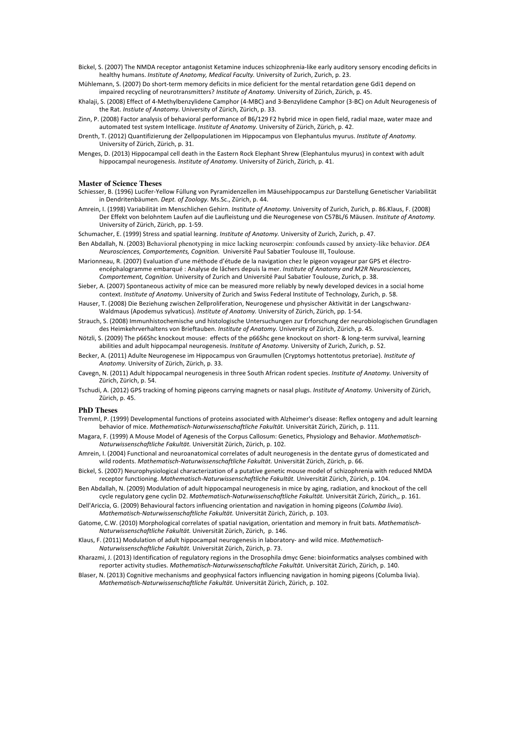Bickel, S. (2007) The NMDA receptor antagonist Ketamine induces schizophrenia-like early auditory sensory encoding deficits in healthy humans. *Institute of Anatomy, Medical Faculty.* University of Zurich, Zurich, p. 23.

Mühlemann, S. (2007) Do short-term memory deficits in mice deficient for the mental retardation gene Gdi1 depend on impaired recycling of neurotransmitters? *Institute of Anatomy.* University of Zürich, Zürich, p. 45.

Khalaji, S. (2008) Effect of 4-Methylbenzylidene Camphor (4-MBC) and 3-Benzylidene Camphor (3-BC) on Adult Neurogenesis of the Rat. *Instiute of Anatomy.* University of Zürich, Zürich, p. 33.

Zinn, P. (2008) Factor analysis of behavioral performance of B6/129 F2 hybrid mice in open field, radial maze, water maze and automated test system Intellicage. *Institute of Anatomy.* University of Zürich, Zürich, p. 42.

Drenth, T. (2012) Quantifizierung der Zellpopulationen im Hippocampus von Elephantulus myurus. *Institute of Anatomy.* University of Zürich, Zürich, p. 31.

Menges, D. (2013) Hippocampal cell death in the Eastern Rock Elephant Shrew (Elephantulus myurus) in context with adult hippocampal neurogenesis. *Institute of Anatomy.* University of Zürich, Zürich, p. 41.

### Master of Science Theses

Schiesser, B. (1996) Lucifer-Yellow Füllung von Pyramidenzellen im Mäusehippocampus zur Darstellung Genetischer Variabilität in Dendritenbäumen. *Dept. of Zoology.* Ms.Sc., Zürich, p. 44.

Amrein, I. (1998) Variabilität im Menschlichen Gehirn. *Institute of Anatomy.* University of Zurich, Zurich, p. 86.Klaus, F. (2008) Der Effekt von belohntem Laufen auf die Laufleistung und die Neurogenese von C57BL/6 Mäusen. *Institute of Anatomy.* University of Zürich, Zürich, pp. 1-59.

Schumacher, E. (1999) Stress and spatial learning. *Institute of Anatomy.* University of Zurich, Zurich, p. 47.

Ben Abdallah, N. (2003) Behavioral phenotyping in mice lacking neuroserpin: confounds caused by anxiety-like behavior. *DEA Neurosciences, Comportements, Cognition.* Université Paul Sabatier Toulouse III, Toulouse.

Marionneau, R. (2007) Evaluation d'une méthode d'étude de la navigation chez le pigeon voyageur par GPS et électro-encéphalogramme embarqué : Analyse de lâchers depuis la mer. *Institute of Anatomy and M2R Neurosciences, Comportement, Cognition.* University of Zurich and Université Paul Sabatier Toulouse, Zurich, p. 38.

Sieber, A. (2007) Spontaneous activity of mice can be measured more reliably by newly developed devices in a social home context. *Institute of Anatomy.* University of Zurich and Swiss Federal Institute of Technology, Zurich, p. 58.

Hauser, T. (2008) Die Beziehung zwischen Zellproliferation, Neurogenese und physischer Aktivität in der Langschwanz-Waldmaus (Apodemus sylvaticus). *Institute of Anatomy.* University of Zürich, Zürich, pp. 1-54.

Strauch, S. (2008) Immunhistochemische und histologische Untersuchungen zur Erforschung der neurobiologischen Grundlagen des Heimkehrverhaltens von Brieftauben. *Institute of Anatomy.* University of Zürich, Zürich, p. 45.

Nötzli, S. (2009) The p66Shc knockout mouse: effects of the p66Shc gene knockout on short- & long-term survival, learning abilities and adult hippocampal neurogenesis. *Institute of Anatomy.* University of Zurich, Zurich, p. 52.

Becker, A. (2011) Adulte Neurogenese im Hippocampus von Graumullen (Cryptomys hottentotus pretoriae). *Institute of Anatomy.* University of Zürich, Zürich, p. 33.

Cavegn, N. (2011) Adult hippocampal neurogenesis in three South African rodent species. *Institute of Anatomy.* University of Zürich, Zürich, p. 54.

Tschudi, A. (2012) GPS tracking of homing pigeons carrying magnets or nasal plugs. *Institute of Anatomy.* University of Zürich, Zürich, p. 45.

### PhD Theses

Tremml, P. (1999) Developmental functions of proteins associated with Alzheimer's disease: Reflex ontogeny and adult learning behavior of mice. *Mathematisch-Naturwissenschaftliche Fakultät.* Universität Zürich, Zürich, p. 111.

Magara, F. (1999) A Mouse Model of Agenesis of the Corpus Callosum: Genetics, Physiology and Behavior. *Mathematisch-Naturwissenschaftliche Fakultät.* Universität Zürich, Zürich, p. 102.

Amrein, I. (2004) Functional and neuroanatomical correlates of adult neurogenesis in the dentate gyrus of domesticated and wild rodents. *Mathematisch-Naturwissenschaftliche Fakultät.* Universität Zürich, Zürich, p. 66.

Bickel, S. (2007) Neurophysiological characterization of a putative genetic mouse model of schizophrenia with reduced NMDA receptor functioning. *Mathematisch-Naturwissenschaftliche Fakultät.* Universität Zürich, Zürich, p. 104.

Ben Abdallah, N. (2009) Modulation of adult hippocampal neurogenesis in mice by aging, radiation, and knockout of the cell cycle regulatory gene cyclin D2. *Mathematisch-Naturwissenschaftliche Fakultät.* Universität Zürich, Zürich,, p. 161.

Dell'Ariccia, G. (2009) Behavioural factors influencing orientation and navigation in homing pigeons (*Columba livia*). *Mathematisch-Naturwissenschaftliche Fakultät.* Universität Zürich, Zürich, p. 103.

Gatome, C.W. (2010) Morphological correlates of spatial navigation, orientation and memory in fruit bats. *Mathematisch-Naturwissenschaftliche Fakultät.* Universität Zürich, Zürich, p. 146.

Klaus, F. (2011) Modulation of adult hippocampal neurogenesis in laboratory- and wild mice. *Mathematisch-Naturwissenschaftliche Fakultät.* Universität Zürich, Zürich, p. 73.

Kharazmi, J. (2013) Identification of regulatory regions in the Drosophila dmyc Gene: bioinformatics analyses combined with reporter activity studies. *Mathematisch-Naturwissenschaftliche Fakultät.* Universität Zürich, Zürich, p. 140.

Blaser, N. (2013) Cognitive mechanisms and geophysical factors influencing navigation in homing pigeons (Columba livia). *Mathematisch-Naturwissenschaftliche Fakultät.* Universität Zürich, Zürich, p. 102.